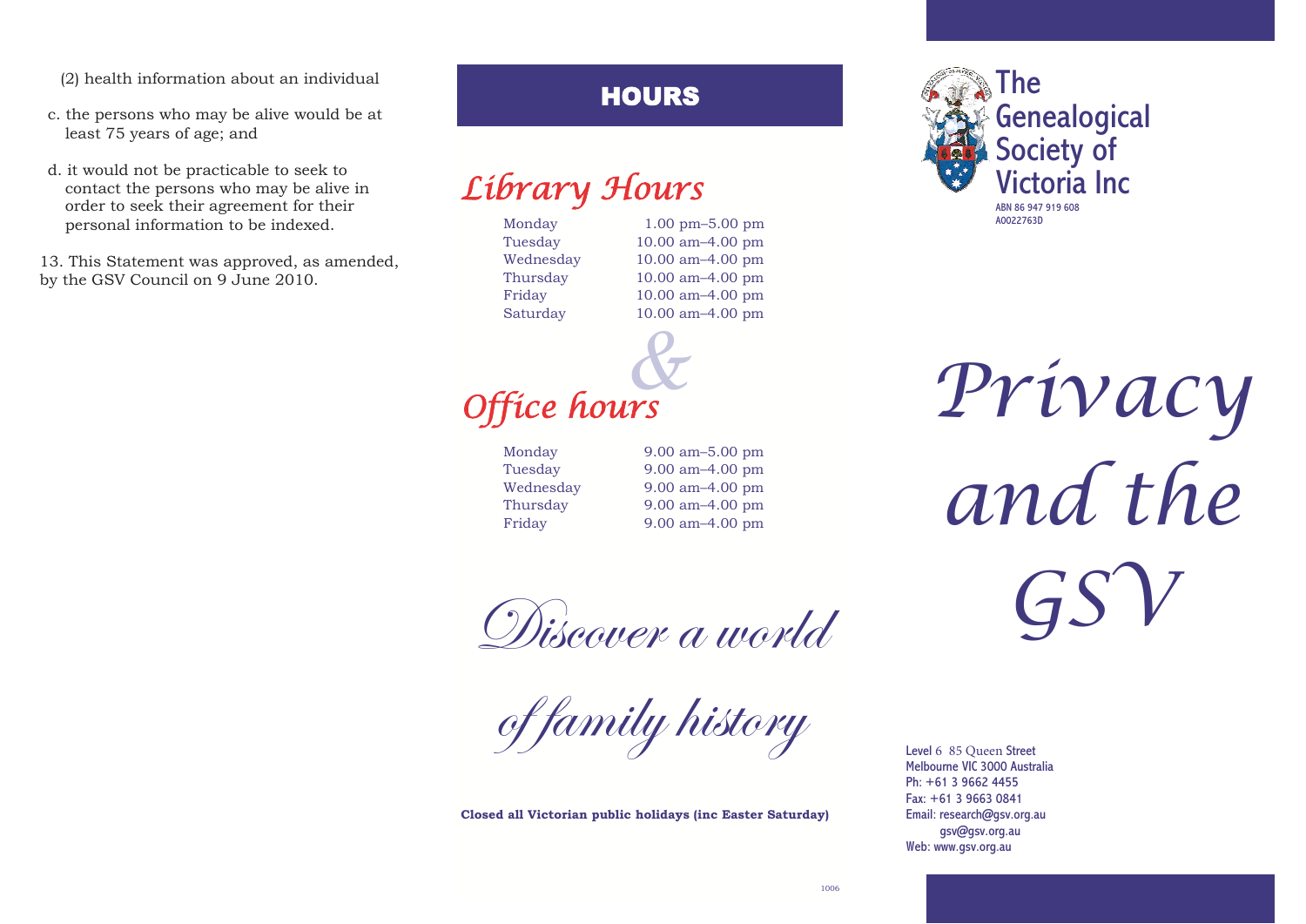(2) health information about an individual

c. the persons who may be alive would be at least 75 years of age; and

d. it would not be practicable to seek to contact the persons who may be alive in order to seek their agreement for their personal information to be indexed.

13. This Statement was approved, as amended, by the GSV Council on 9 June 2010.

## HOURS

### Library Hours

| | |
|---|---|
| Monday | 1.00 pm–5.00 pm |
| Tuesday | 10.00 am–4.00 pm |
| Wednesday | 10.00 am–4.00 pm |
| Thursday | 10.00 am–4.00 pm |
| Friday | 10.00 am–4.00 pm |
| Saturday | 10.00 am–4.00 pm |

### & Office hours

| | |
|---|---|
| Monday | 9.00 am–5.00 pm |
| Tuesday | 9.00 am–4.00 pm |
| Wednesday | 9.00 am–4.00 pm |
| Thursday | 9.00 am–4.00 pm |
| Friday | 9.00 am–4.00 pm |

*Discover a world of family history*

**Closed all Victorian public holidays (inc Easter Saturday)**

1006

# The Genealogical Society of Victoria Inc

ABN 86 947 919 608
A0022763D

# *Privacy and the GSV*

Level 6 85 Queen Street
Melbourne VIC 3000 Australia
Ph: +61 3 9662 4455
Fax: +61 3 9663 0841
Email: research@gsv.org.au
gsv@gsv.org.au
Web: www.gsv.org.au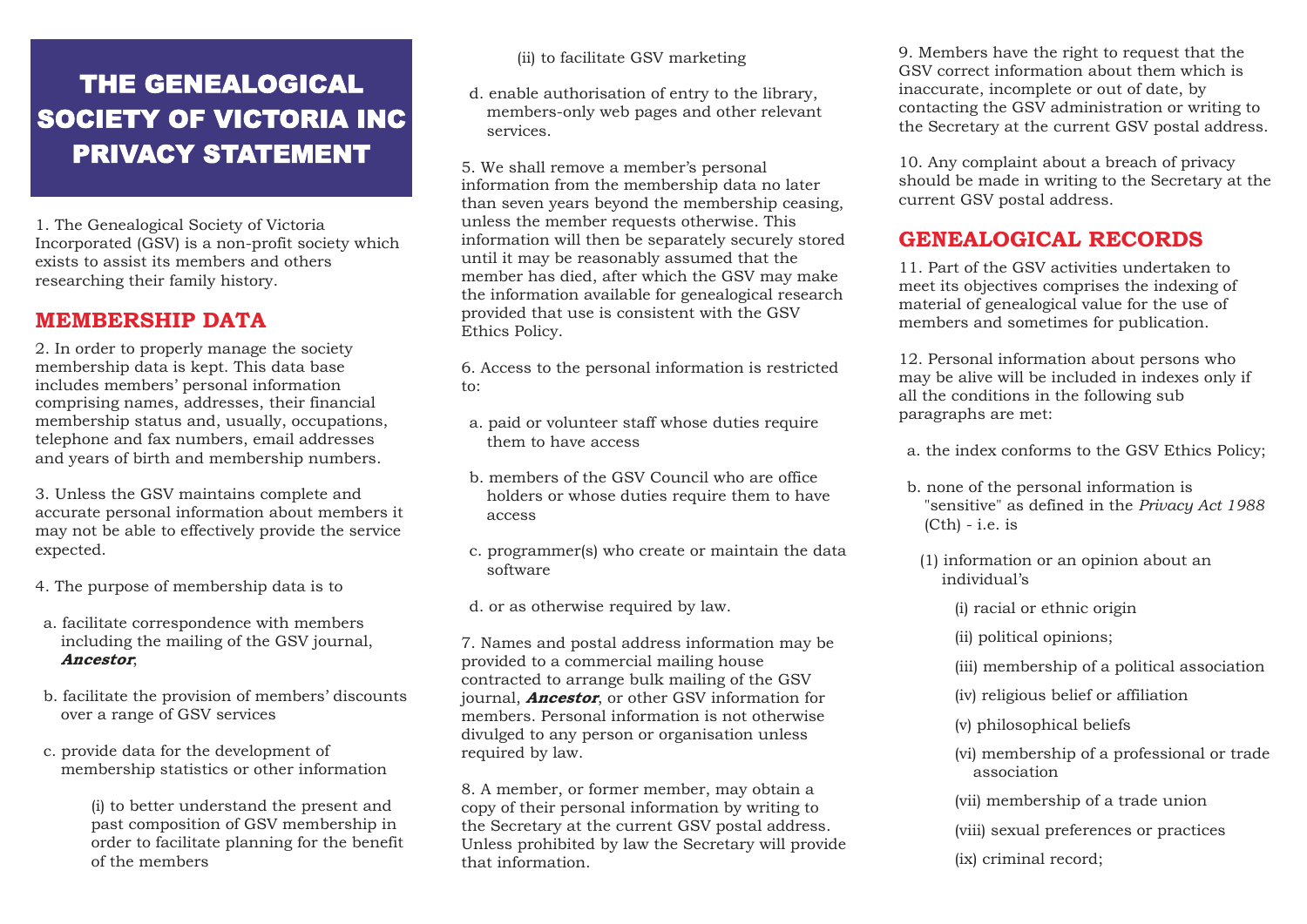# THE GENEALOGICAL SOCIETY OF VICTORIA INC PRIVACY STATEMENT

1. The Genealogical Society of Victoria Incorporated (GSV) is a non-profit society which exists to assist its members and others researching their family history.

## MEMBERSHIP DATA

2. In order to properly manage the society membership data is kept. This data base includes members' personal information comprising names, addresses, their financial membership status and, usually, occupations, telephone and fax numbers, email addresses and years of birth and membership numbers.

3. Unless the GSV maintains complete and accurate personal information about members it may not be able to effectively provide the service expected.

4. The purpose of membership data is to

a. facilitate correspondence with members including the mailing of the GSV journal, ***Ancestor***;

b. facilitate the provision of members' discounts over a range of GSV services

c. provide data for the development of membership statistics or other information

(i) to better understand the present and past composition of GSV membership in order to facilitate planning for the benefit of the members

(ii) to facilitate GSV marketing

d. enable authorisation of entry to the library, members-only web pages and other relevant services.

5. We shall remove a member's personal information from the membership data no later than seven years beyond the membership ceasing, unless the member requests otherwise. This information will then be separately securely stored until it may be reasonably assumed that the member has died, after which the GSV may make the information available for genealogical research provided that use is consistent with the GSV Ethics Policy.

6. Access to the personal information is restricted to:

a. paid or volunteer staff whose duties require them to have access

b. members of the GSV Council who are office holders or whose duties require them to have access

c. programmer(s) who create or maintain the data software

d. or as otherwise required by law.

7. Names and postal address information may be provided to a commercial mailing house contracted to arrange bulk mailing of the GSV journal, ***Ancestor***, or other GSV information for members. Personal information is not otherwise divulged to any person or organisation unless required by law.

8. A member, or former member, may obtain a copy of their personal information by writing to the Secretary at the current GSV postal address. Unless prohibited by law the Secretary will provide that information.

9. Members have the right to request that the GSV correct information about them which is inaccurate, incomplete or out of date, by contacting the GSV administration or writing to the Secretary at the current GSV postal address.

10. Any complaint about a breach of privacy should be made in writing to the Secretary at the current GSV postal address.

## GENEALOGICAL RECORDS

11. Part of the GSV activities undertaken to meet its objectives comprises the indexing of material of genealogical value for the use of members and sometimes for publication.

12. Personal information about persons who may be alive will be included in indexes only if all the conditions in the following sub paragraphs are met:

a. the index conforms to the GSV Ethics Policy;

b. none of the personal information is "sensitive" as defined in the *Privacy Act 1988* (Cth) - i.e. is

(1) information or an opinion about an individual's

(i) racial or ethnic origin

(ii) political opinions;

(iii) membership of a political association

(iv) religious belief or affiliation

(v) philosophical beliefs

(vi) membership of a professional or trade association

(vii) membership of a trade union

(viii) sexual preferences or practices

(ix) criminal record;